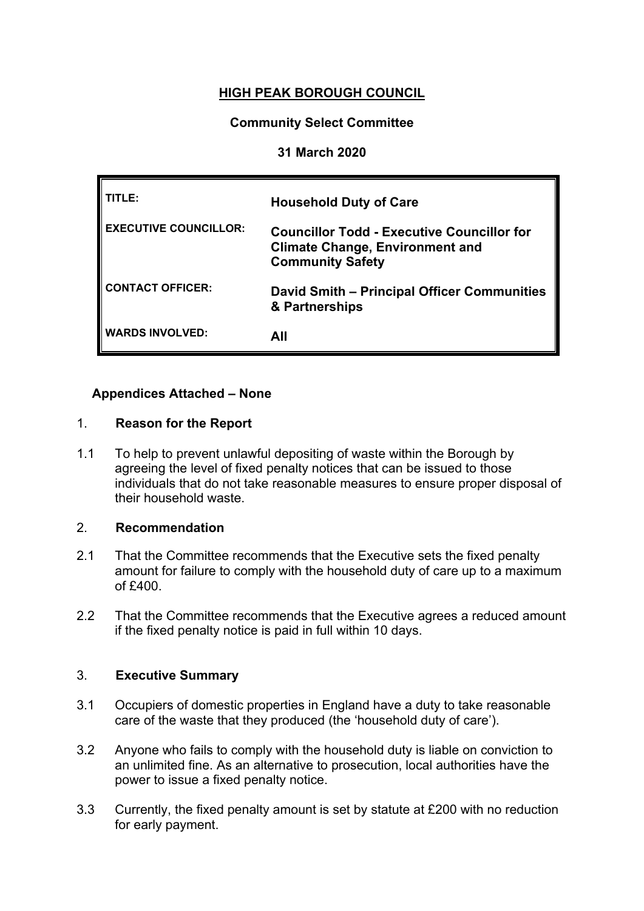# HIGH PEAK BOROUGH COUNCIL

## Community Select Committee

### 31 March 2020

| | |
|---|---|
| **TITLE:** | **Household Duty of Care** |
| **EXECUTIVE COUNCILLOR:** | **Councillor Todd - Executive Councillor for Climate Change, Environment and Community Safety** |
| **CONTACT OFFICER:** | **David Smith – Principal Officer Communities & Partnerships** |
| **WARDS INVOLVED:** | **All** |

**Appendices Attached – None**

## 1. Reason for the Report

1.1 To help to prevent unlawful depositing of waste within the Borough by agreeing the level of fixed penalty notices that can be issued to those individuals that do not take reasonable measures to ensure proper disposal of their household waste.

## 2. Recommendation

2.1 That the Committee recommends that the Executive sets the fixed penalty amount for failure to comply with the household duty of care up to a maximum of £400.

2.2 That the Committee recommends that the Executive agrees a reduced amount if the fixed penalty notice is paid in full within 10 days.

## 3. Executive Summary

3.1 Occupiers of domestic properties in England have a duty to take reasonable care of the waste that they produced (the 'household duty of care').

3.2 Anyone who fails to comply with the household duty is liable on conviction to an unlimited fine. As an alternative to prosecution, local authorities have the power to issue a fixed penalty notice.

3.3 Currently, the fixed penalty amount is set by statute at £200 with no reduction for early payment.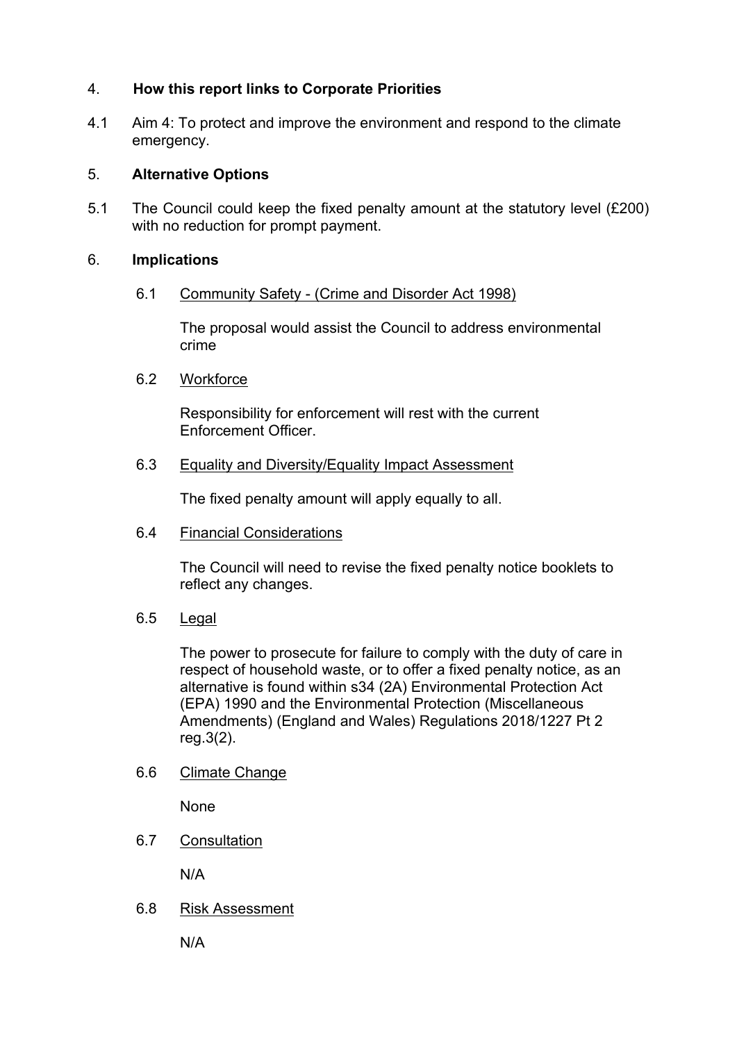## 4. **How this report links to Corporate Priorities**

4.1 Aim 4: To protect and improve the environment and respond to the climate emergency.

## 5. **Alternative Options**

5.1 The Council could keep the fixed penalty amount at the statutory level (£200) with no reduction for prompt payment.

## 6. **Implications**

6.1 Community Safety - (Crime and Disorder Act 1998)

The proposal would assist the Council to address environmental crime

6.2 Workforce

Responsibility for enforcement will rest with the current Enforcement Officer.

6.3 Equality and Diversity/Equality Impact Assessment

The fixed penalty amount will apply equally to all.

6.4 Financial Considerations

The Council will need to revise the fixed penalty notice booklets to reflect any changes.

6.5 Legal

The power to prosecute for failure to comply with the duty of care in respect of household waste, or to offer a fixed penalty notice, as an alternative is found within s34 (2A) Environmental Protection Act (EPA) 1990 and the Environmental Protection (Miscellaneous Amendments) (England and Wales) Regulations 2018/1227 Pt 2 reg.3(2).

6.6 Climate Change

None

6.7 Consultation

N/A

6.8 Risk Assessment

N/A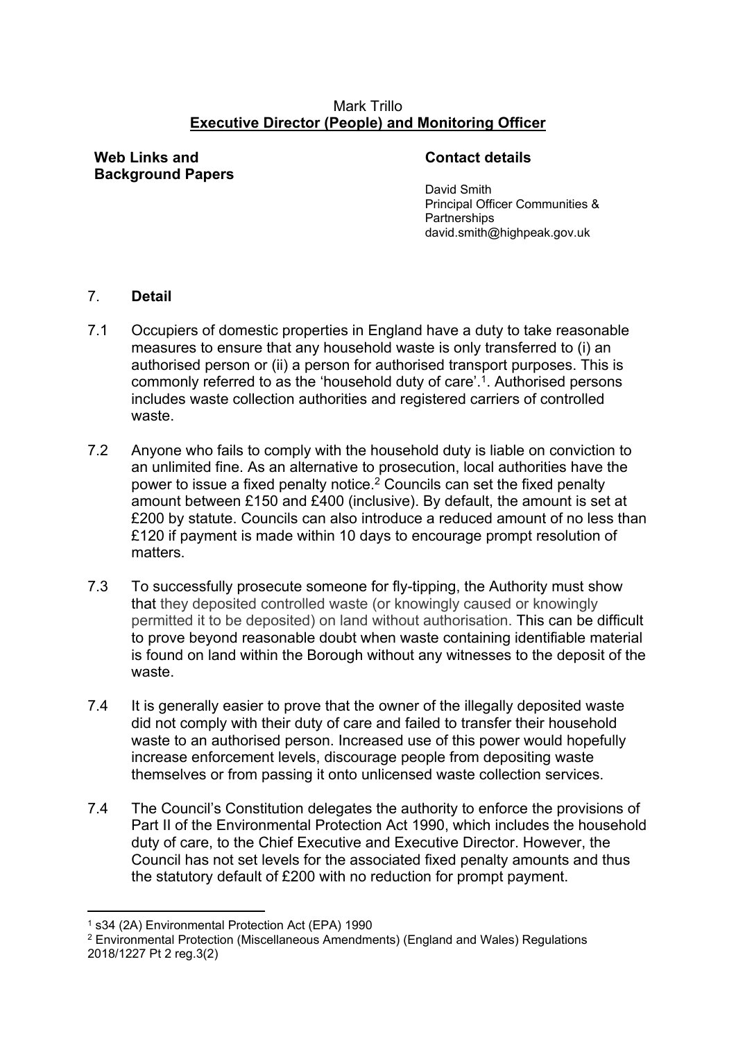Mark Trillo
**Executive Director (People) and Monitoring Officer**

**Web Links and Background Papers**

**Contact details**

David Smith
Principal Officer Communities & Partnerships
david.smith@highpeak.gov.uk

7. **Detail**

7.1 Occupiers of domestic properties in England have a duty to take reasonable measures to ensure that any household waste is only transferred to (i) an authorised person or (ii) a person for authorised transport purposes. This is commonly referred to as the 'household duty of care'.[1]. Authorised persons includes waste collection authorities and registered carriers of controlled waste.

7.2 Anyone who fails to comply with the household duty is liable on conviction to an unlimited fine. As an alternative to prosecution, local authorities have the power to issue a fixed penalty notice.[2] Councils can set the fixed penalty amount between £150 and £400 (inclusive). By default, the amount is set at £200 by statute. Councils can also introduce a reduced amount of no less than £120 if payment is made within 10 days to encourage prompt resolution of matters.

7.3 To successfully prosecute someone for fly-tipping, the Authority must show that they deposited controlled waste (or knowingly caused or knowingly permitted it to be deposited) on land without authorisation. This can be difficult to prove beyond reasonable doubt when waste containing identifiable material is found on land within the Borough without any witnesses to the deposit of the waste.

7.4 It is generally easier to prove that the owner of the illegally deposited waste did not comply with their duty of care and failed to transfer their household waste to an authorised person. Increased use of this power would hopefully increase enforcement levels, discourage people from depositing waste themselves or from passing it onto unlicensed waste collection services.

7.4 The Council's Constitution delegates the authority to enforce the provisions of Part II of the Environmental Protection Act 1990, which includes the household duty of care, to the Chief Executive and Executive Director. However, the Council has not set levels for the associated fixed penalty amounts and thus the statutory default of £200 with no reduction for prompt payment.

---

[1] s34 (2A) Environmental Protection Act (EPA) 1990

[2] Environmental Protection (Miscellaneous Amendments) (England and Wales) Regulations 2018/1227 Pt 2 reg.3(2)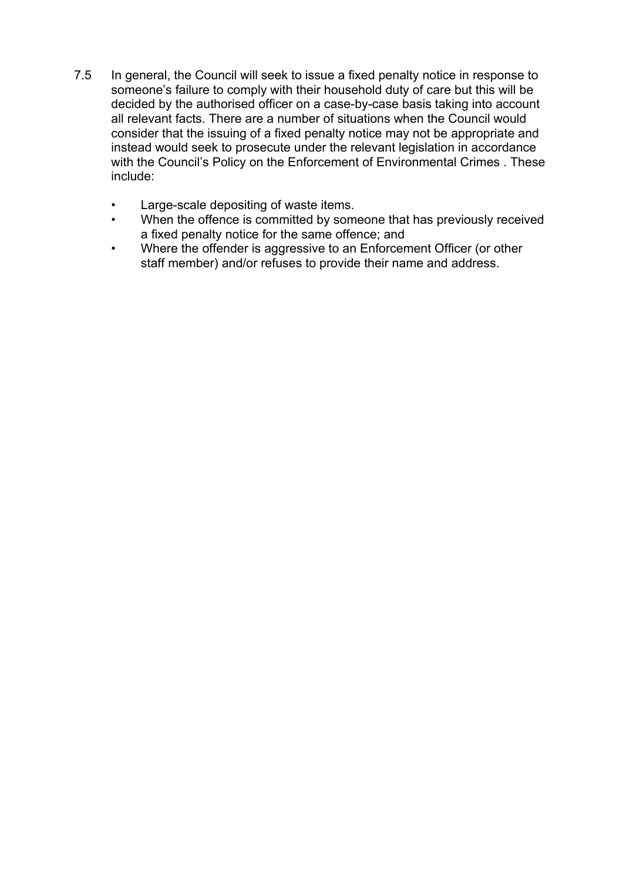7.5 In general, the Council will seek to issue a fixed penalty notice in response to someone's failure to comply with their household duty of care but this will be decided by the authorised officer on a case-by-case basis taking into account all relevant facts. There are a number of situations when the Council would consider that the issuing of a fixed penalty notice may not be appropriate and instead would seek to prosecute under the relevant legislation in accordance with the Council's Policy on the Enforcement of Environmental Crimes . These include:

- Large-scale depositing of waste items.
- When the offence is committed by someone that has previously received a fixed penalty notice for the same offence; and
- Where the offender is aggressive to an Enforcement Officer (or other staff member) and/or refuses to provide their name and address.